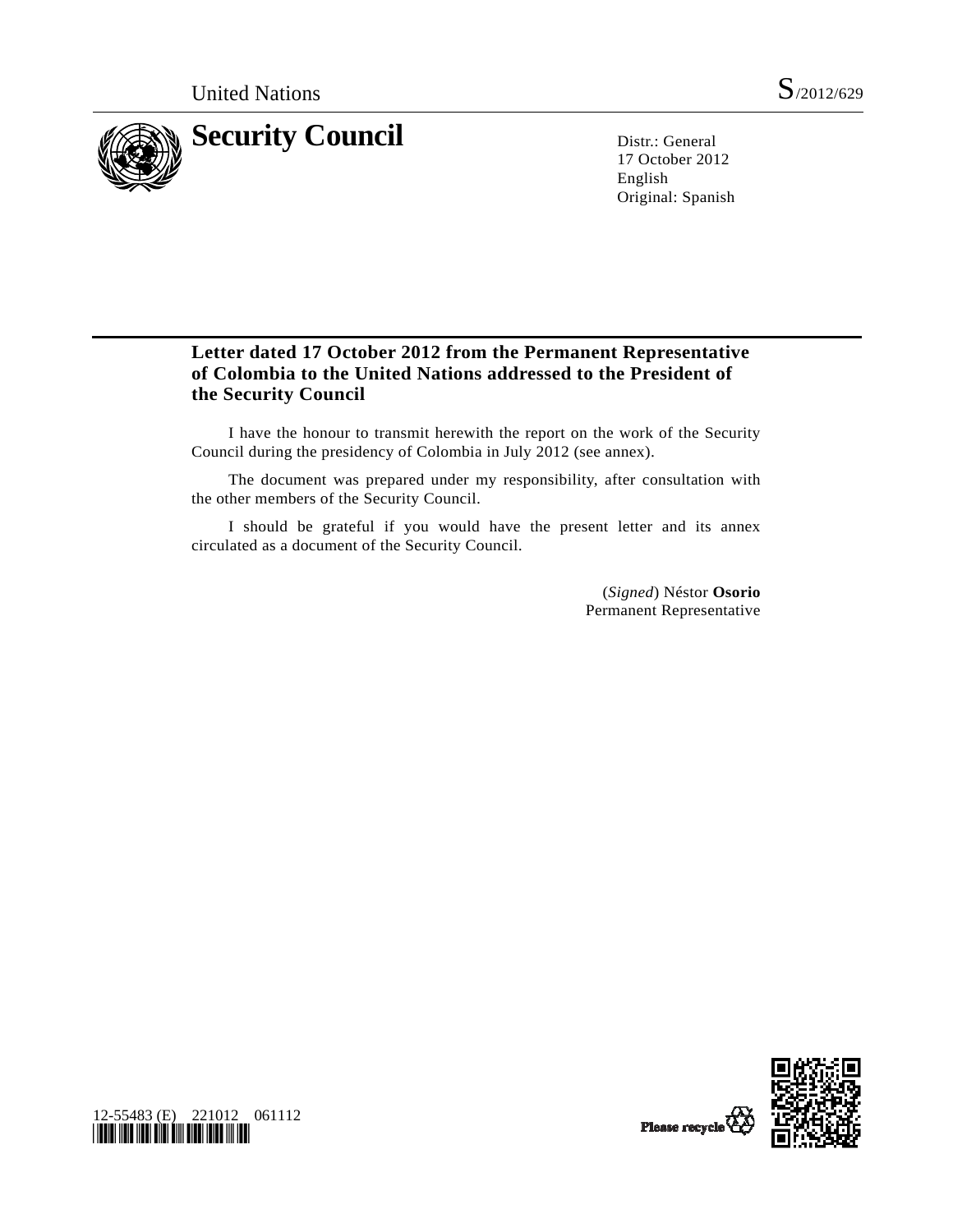United Nations S/2012/629

# Security Council

Distr.: General
17 October 2012
English
Original: Spanish

## Letter dated 17 October 2012 from the Permanent Representative of Colombia to the United Nations addressed to the President of the Security Council

I have the honour to transmit herewith the report on the work of the Security Council during the presidency of Colombia in July 2012 (see annex).

The document was prepared under my responsibility, after consultation with the other members of the Security Council.

I should be grateful if you would have the present letter and its annex circulated as a document of the Security Council.

(*Signed*) Néstor **Osorio**
Permanent Representative

12-55483 (E) 221012 061112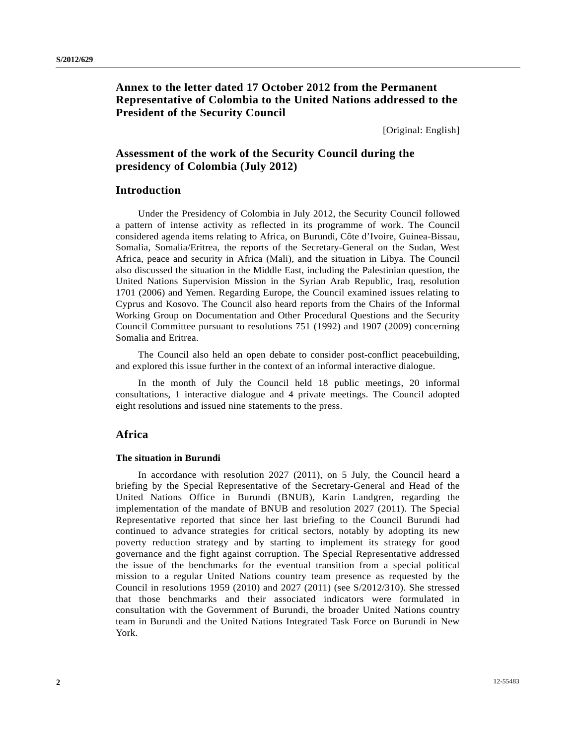# Annex to the letter dated 17 October 2012 from the Permanent Representative of Colombia to the United Nations addressed to the President of the Security Council

[Original: English]

# Assessment of the work of the Security Council during the presidency of Colombia (July 2012)

## Introduction

Under the Presidency of Colombia in July 2012, the Security Council followed a pattern of intense activity as reflected in its programme of work. The Council considered agenda items relating to Africa, on Burundi, Côte d'Ivoire, Guinea-Bissau, Somalia, Somalia/Eritrea, the reports of the Secretary-General on the Sudan, West Africa, peace and security in Africa (Mali), and the situation in Libya. The Council also discussed the situation in the Middle East, including the Palestinian question, the United Nations Supervision Mission in the Syrian Arab Republic, Iraq, resolution 1701 (2006) and Yemen. Regarding Europe, the Council examined issues relating to Cyprus and Kosovo. The Council also heard reports from the Chairs of the Informal Working Group on Documentation and Other Procedural Questions and the Security Council Committee pursuant to resolutions 751 (1992) and 1907 (2009) concerning Somalia and Eritrea.

The Council also held an open debate to consider post-conflict peacebuilding, and explored this issue further in the context of an informal interactive dialogue.

In the month of July the Council held 18 public meetings, 20 informal consultations, 1 interactive dialogue and 4 private meetings. The Council adopted eight resolutions and issued nine statements to the press.

## Africa

### The situation in Burundi

In accordance with resolution 2027 (2011), on 5 July, the Council heard a briefing by the Special Representative of the Secretary-General and Head of the United Nations Office in Burundi (BNUB), Karin Landgren, regarding the implementation of the mandate of BNUB and resolution 2027 (2011). The Special Representative reported that since her last briefing to the Council Burundi had continued to advance strategies for critical sectors, notably by adopting its new poverty reduction strategy and by starting to implement its strategy for good governance and the fight against corruption. The Special Representative addressed the issue of the benchmarks for the eventual transition from a special political mission to a regular United Nations country team presence as requested by the Council in resolutions 1959 (2010) and 2027 (2011) (see S/2012/310). She stressed that those benchmarks and their associated indicators were formulated in consultation with the Government of Burundi, the broader United Nations country team in Burundi and the United Nations Integrated Task Force on Burundi in New York.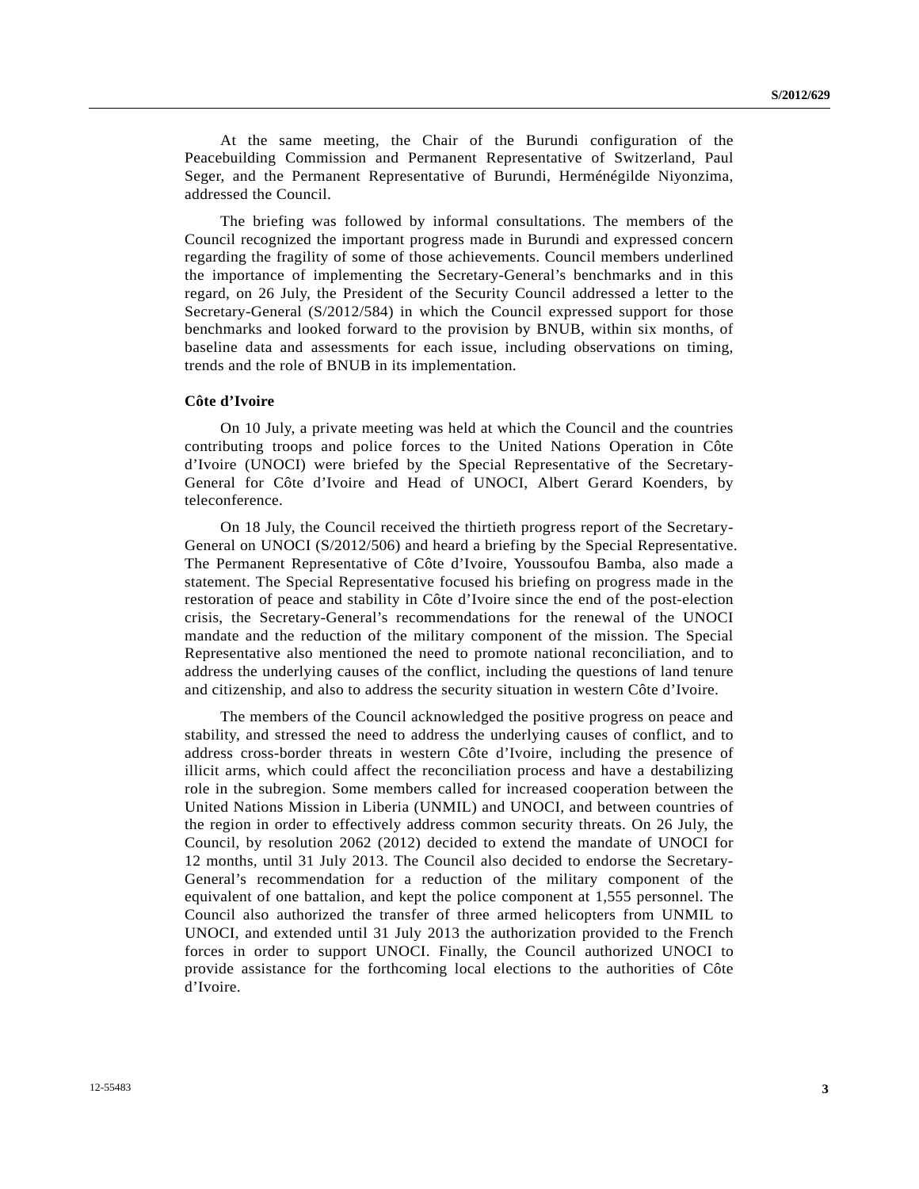At the same meeting, the Chair of the Burundi configuration of the Peacebuilding Commission and Permanent Representative of Switzerland, Paul Seger, and the Permanent Representative of Burundi, Herménégilde Niyonzima, addressed the Council.

The briefing was followed by informal consultations. The members of the Council recognized the important progress made in Burundi and expressed concern regarding the fragility of some of those achievements. Council members underlined the importance of implementing the Secretary-General's benchmarks and in this regard, on 26 July, the President of the Security Council addressed a letter to the Secretary-General (S/2012/584) in which the Council expressed support for those benchmarks and looked forward to the provision by BNUB, within six months, of baseline data and assessments for each issue, including observations on timing, trends and the role of BNUB in its implementation.

**Côte d'Ivoire**

On 10 July, a private meeting was held at which the Council and the countries contributing troops and police forces to the United Nations Operation in Côte d'Ivoire (UNOCI) were briefed by the Special Representative of the Secretary-General for Côte d'Ivoire and Head of UNOCI, Albert Gerard Koenders, by teleconference.

On 18 July, the Council received the thirtieth progress report of the Secretary-General on UNOCI (S/2012/506) and heard a briefing by the Special Representative. The Permanent Representative of Côte d'Ivoire, Youssoufou Bamba, also made a statement. The Special Representative focused his briefing on progress made in the restoration of peace and stability in Côte d'Ivoire since the end of the post-election crisis, the Secretary-General's recommendations for the renewal of the UNOCI mandate and the reduction of the military component of the mission. The Special Representative also mentioned the need to promote national reconciliation, and to address the underlying causes of the conflict, including the questions of land tenure and citizenship, and also to address the security situation in western Côte d'Ivoire.

The members of the Council acknowledged the positive progress on peace and stability, and stressed the need to address the underlying causes of conflict, and to address cross-border threats in western Côte d'Ivoire, including the presence of illicit arms, which could affect the reconciliation process and have a destabilizing role in the subregion. Some members called for increased cooperation between the United Nations Mission in Liberia (UNMIL) and UNOCI, and between countries of the region in order to effectively address common security threats. On 26 July, the Council, by resolution 2062 (2012) decided to extend the mandate of UNOCI for 12 months, until 31 July 2013. The Council also decided to endorse the Secretary-General's recommendation for a reduction of the military component of the equivalent of one battalion, and kept the police component at 1,555 personnel. The Council also authorized the transfer of three armed helicopters from UNMIL to UNOCI, and extended until 31 July 2013 the authorization provided to the French forces in order to support UNOCI. Finally, the Council authorized UNOCI to provide assistance for the forthcoming local elections to the authorities of Côte d'Ivoire.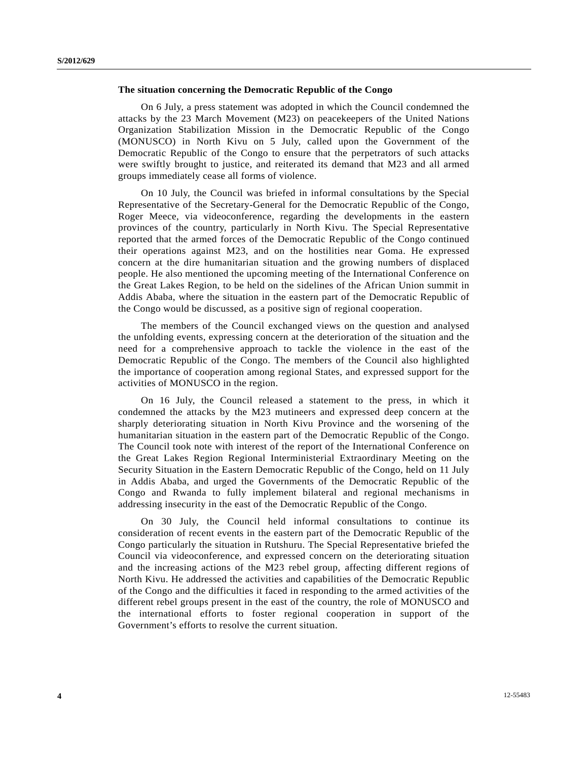### The situation concerning the Democratic Republic of the Congo

On 6 July, a press statement was adopted in which the Council condemned the attacks by the 23 March Movement (M23) on peacekeepers of the United Nations Organization Stabilization Mission in the Democratic Republic of the Congo (MONUSCO) in North Kivu on 5 July, called upon the Government of the Democratic Republic of the Congo to ensure that the perpetrators of such attacks were swiftly brought to justice, and reiterated its demand that M23 and all armed groups immediately cease all forms of violence.

On 10 July, the Council was briefed in informal consultations by the Special Representative of the Secretary-General for the Democratic Republic of the Congo, Roger Meece, via videoconference, regarding the developments in the eastern provinces of the country, particularly in North Kivu. The Special Representative reported that the armed forces of the Democratic Republic of the Congo continued their operations against M23, and on the hostilities near Goma. He expressed concern at the dire humanitarian situation and the growing numbers of displaced people. He also mentioned the upcoming meeting of the International Conference on the Great Lakes Region, to be held on the sidelines of the African Union summit in Addis Ababa, where the situation in the eastern part of the Democratic Republic of the Congo would be discussed, as a positive sign of regional cooperation.

The members of the Council exchanged views on the question and analysed the unfolding events, expressing concern at the deterioration of the situation and the need for a comprehensive approach to tackle the violence in the east of the Democratic Republic of the Congo. The members of the Council also highlighted the importance of cooperation among regional States, and expressed support for the activities of MONUSCO in the region.

On 16 July, the Council released a statement to the press, in which it condemned the attacks by the M23 mutineers and expressed deep concern at the sharply deteriorating situation in North Kivu Province and the worsening of the humanitarian situation in the eastern part of the Democratic Republic of the Congo. The Council took note with interest of the report of the International Conference on the Great Lakes Region Regional Interministerial Extraordinary Meeting on the Security Situation in the Eastern Democratic Republic of the Congo, held on 11 July in Addis Ababa, and urged the Governments of the Democratic Republic of the Congo and Rwanda to fully implement bilateral and regional mechanisms in addressing insecurity in the east of the Democratic Republic of the Congo.

On 30 July, the Council held informal consultations to continue its consideration of recent events in the eastern part of the Democratic Republic of the Congo particularly the situation in Rutshuru. The Special Representative briefed the Council via videoconference, and expressed concern on the deteriorating situation and the increasing actions of the M23 rebel group, affecting different regions of North Kivu. He addressed the activities and capabilities of the Democratic Republic of the Congo and the difficulties it faced in responding to the armed activities of the different rebel groups present in the east of the country, the role of MONUSCO and the international efforts to foster regional cooperation in support of the Government's efforts to resolve the current situation.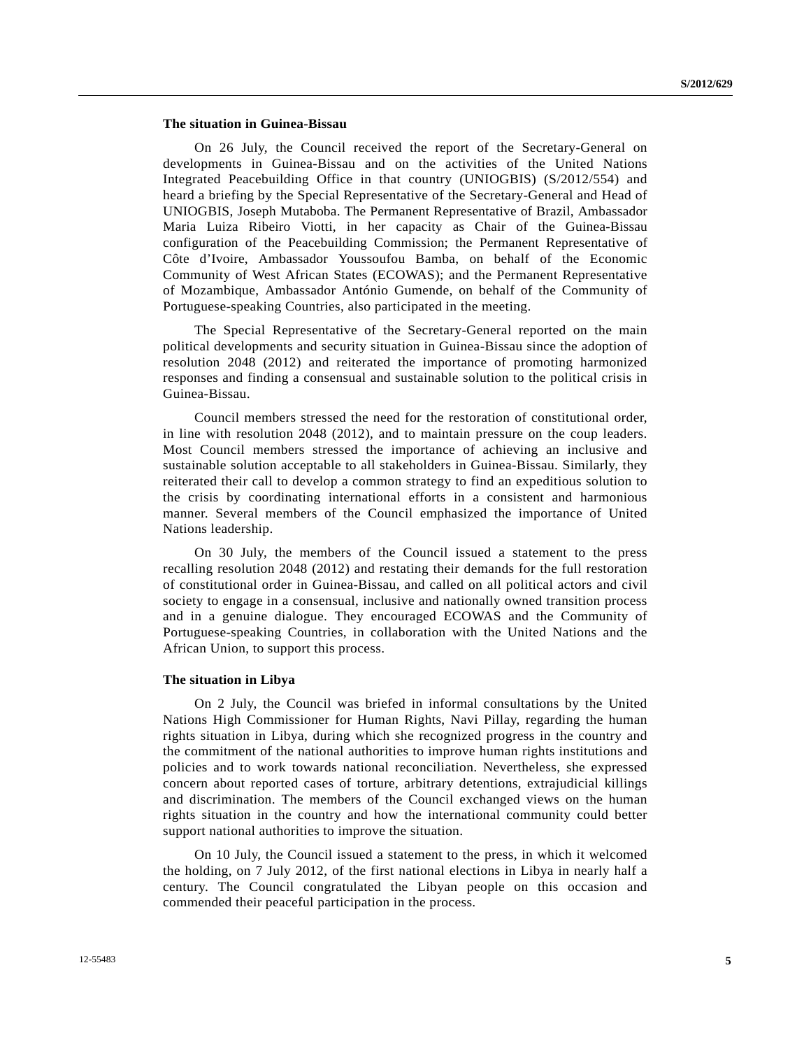### The situation in Guinea-Bissau

On 26 July, the Council received the report of the Secretary-General on developments in Guinea-Bissau and on the activities of the United Nations Integrated Peacebuilding Office in that country (UNIOGBIS) (S/2012/554) and heard a briefing by the Special Representative of the Secretary-General and Head of UNIOGBIS, Joseph Mutaboba. The Permanent Representative of Brazil, Ambassador Maria Luiza Ribeiro Viotti, in her capacity as Chair of the Guinea-Bissau configuration of the Peacebuilding Commission; the Permanent Representative of Côte d'Ivoire, Ambassador Youssoufou Bamba, on behalf of the Economic Community of West African States (ECOWAS); and the Permanent Representative of Mozambique, Ambassador António Gumende, on behalf of the Community of Portuguese-speaking Countries, also participated in the meeting.

The Special Representative of the Secretary-General reported on the main political developments and security situation in Guinea-Bissau since the adoption of resolution 2048 (2012) and reiterated the importance of promoting harmonized responses and finding a consensual and sustainable solution to the political crisis in Guinea-Bissau.

Council members stressed the need for the restoration of constitutional order, in line with resolution 2048 (2012), and to maintain pressure on the coup leaders. Most Council members stressed the importance of achieving an inclusive and sustainable solution acceptable to all stakeholders in Guinea-Bissau. Similarly, they reiterated their call to develop a common strategy to find an expeditious solution to the crisis by coordinating international efforts in a consistent and harmonious manner. Several members of the Council emphasized the importance of United Nations leadership.

On 30 July, the members of the Council issued a statement to the press recalling resolution 2048 (2012) and restating their demands for the full restoration of constitutional order in Guinea-Bissau, and called on all political actors and civil society to engage in a consensual, inclusive and nationally owned transition process and in a genuine dialogue. They encouraged ECOWAS and the Community of Portuguese-speaking Countries, in collaboration with the United Nations and the African Union, to support this process.

### The situation in Libya

On 2 July, the Council was briefed in informal consultations by the United Nations High Commissioner for Human Rights, Navi Pillay, regarding the human rights situation in Libya, during which she recognized progress in the country and the commitment of the national authorities to improve human rights institutions and policies and to work towards national reconciliation. Nevertheless, she expressed concern about reported cases of torture, arbitrary detentions, extrajudicial killings and discrimination. The members of the Council exchanged views on the human rights situation in the country and how the international community could better support national authorities to improve the situation.

On 10 July, the Council issued a statement to the press, in which it welcomed the holding, on 7 July 2012, of the first national elections in Libya in nearly half a century. The Council congratulated the Libyan people on this occasion and commended their peaceful participation in the process.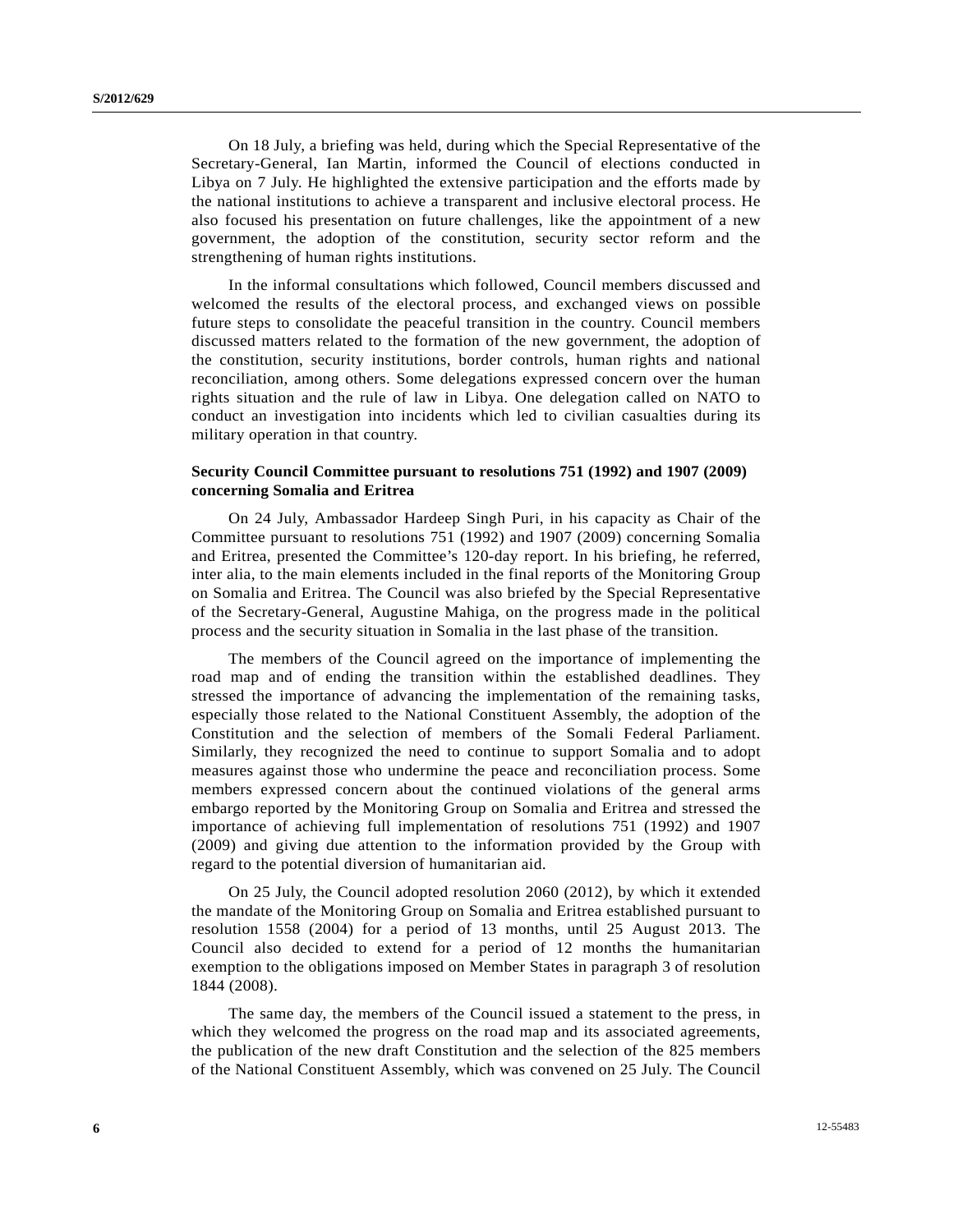On 18 July, a briefing was held, during which the Special Representative of the Secretary-General, Ian Martin, informed the Council of elections conducted in Libya on 7 July. He highlighted the extensive participation and the efforts made by the national institutions to achieve a transparent and inclusive electoral process. He also focused his presentation on future challenges, like the appointment of a new government, the adoption of the constitution, security sector reform and the strengthening of human rights institutions.

In the informal consultations which followed, Council members discussed and welcomed the results of the electoral process, and exchanged views on possible future steps to consolidate the peaceful transition in the country. Council members discussed matters related to the formation of the new government, the adoption of the constitution, security institutions, border controls, human rights and national reconciliation, among others. Some delegations expressed concern over the human rights situation and the rule of law in Libya. One delegation called on NATO to conduct an investigation into incidents which led to civilian casualties during its military operation in that country.

### Security Council Committee pursuant to resolutions 751 (1992) and 1907 (2009) concerning Somalia and Eritrea

On 24 July, Ambassador Hardeep Singh Puri, in his capacity as Chair of the Committee pursuant to resolutions 751 (1992) and 1907 (2009) concerning Somalia and Eritrea, presented the Committee's 120-day report. In his briefing, he referred, inter alia, to the main elements included in the final reports of the Monitoring Group on Somalia and Eritrea. The Council was also briefed by the Special Representative of the Secretary-General, Augustine Mahiga, on the progress made in the political process and the security situation in Somalia in the last phase of the transition.

The members of the Council agreed on the importance of implementing the road map and of ending the transition within the established deadlines. They stressed the importance of advancing the implementation of the remaining tasks, especially those related to the National Constituent Assembly, the adoption of the Constitution and the selection of members of the Somali Federal Parliament. Similarly, they recognized the need to continue to support Somalia and to adopt measures against those who undermine the peace and reconciliation process. Some members expressed concern about the continued violations of the general arms embargo reported by the Monitoring Group on Somalia and Eritrea and stressed the importance of achieving full implementation of resolutions 751 (1992) and 1907 (2009) and giving due attention to the information provided by the Group with regard to the potential diversion of humanitarian aid.

On 25 July, the Council adopted resolution 2060 (2012), by which it extended the mandate of the Monitoring Group on Somalia and Eritrea established pursuant to resolution 1558 (2004) for a period of 13 months, until 25 August 2013. The Council also decided to extend for a period of 12 months the humanitarian exemption to the obligations imposed on Member States in paragraph 3 of resolution 1844 (2008).

The same day, the members of the Council issued a statement to the press, in which they welcomed the progress on the road map and its associated agreements, the publication of the new draft Constitution and the selection of the 825 members of the National Constituent Assembly, which was convened on 25 July. The Council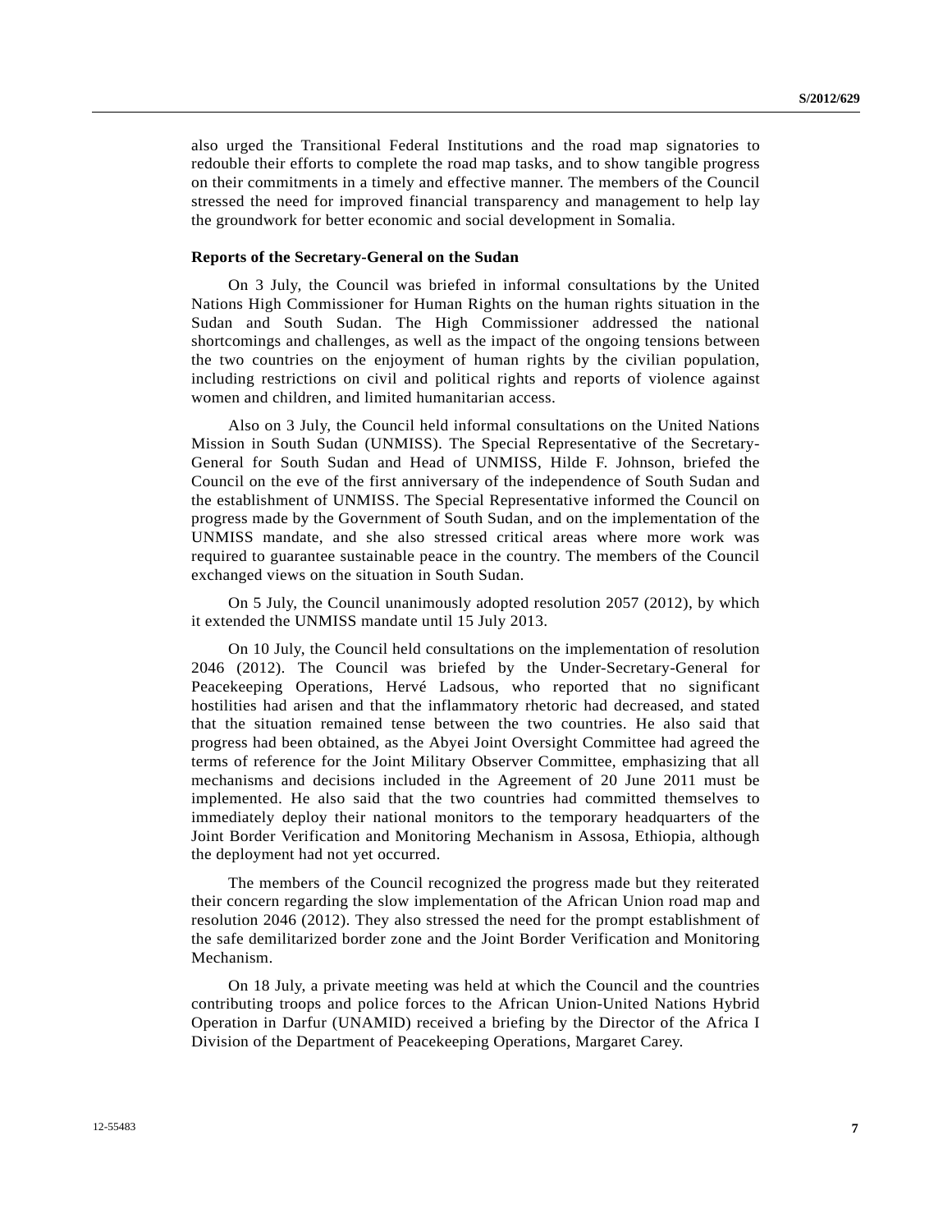also urged the Transitional Federal Institutions and the road map signatories to redouble their efforts to complete the road map tasks, and to show tangible progress on their commitments in a timely and effective manner. The members of the Council stressed the need for improved financial transparency and management to help lay the groundwork for better economic and social development in Somalia.

**Reports of the Secretary-General on the Sudan**

On 3 July, the Council was briefed in informal consultations by the United Nations High Commissioner for Human Rights on the human rights situation in the Sudan and South Sudan. The High Commissioner addressed the national shortcomings and challenges, as well as the impact of the ongoing tensions between the two countries on the enjoyment of human rights by the civilian population, including restrictions on civil and political rights and reports of violence against women and children, and limited humanitarian access.

Also on 3 July, the Council held informal consultations on the United Nations Mission in South Sudan (UNMISS). The Special Representative of the Secretary-General for South Sudan and Head of UNMISS, Hilde F. Johnson, briefed the Council on the eve of the first anniversary of the independence of South Sudan and the establishment of UNMISS. The Special Representative informed the Council on progress made by the Government of South Sudan, and on the implementation of the UNMISS mandate, and she also stressed critical areas where more work was required to guarantee sustainable peace in the country. The members of the Council exchanged views on the situation in South Sudan.

On 5 July, the Council unanimously adopted resolution 2057 (2012), by which it extended the UNMISS mandate until 15 July 2013.

On 10 July, the Council held consultations on the implementation of resolution 2046 (2012). The Council was briefed by the Under-Secretary-General for Peacekeeping Operations, Hervé Ladsous, who reported that no significant hostilities had arisen and that the inflammatory rhetoric had decreased, and stated that the situation remained tense between the two countries. He also said that progress had been obtained, as the Abyei Joint Oversight Committee had agreed the terms of reference for the Joint Military Observer Committee, emphasizing that all mechanisms and decisions included in the Agreement of 20 June 2011 must be implemented. He also said that the two countries had committed themselves to immediately deploy their national monitors to the temporary headquarters of the Joint Border Verification and Monitoring Mechanism in Assosa, Ethiopia, although the deployment had not yet occurred.

The members of the Council recognized the progress made but they reiterated their concern regarding the slow implementation of the African Union road map and resolution 2046 (2012). They also stressed the need for the prompt establishment of the safe demilitarized border zone and the Joint Border Verification and Monitoring Mechanism.

On 18 July, a private meeting was held at which the Council and the countries contributing troops and police forces to the African Union-United Nations Hybrid Operation in Darfur (UNAMID) received a briefing by the Director of the Africa I Division of the Department of Peacekeeping Operations, Margaret Carey.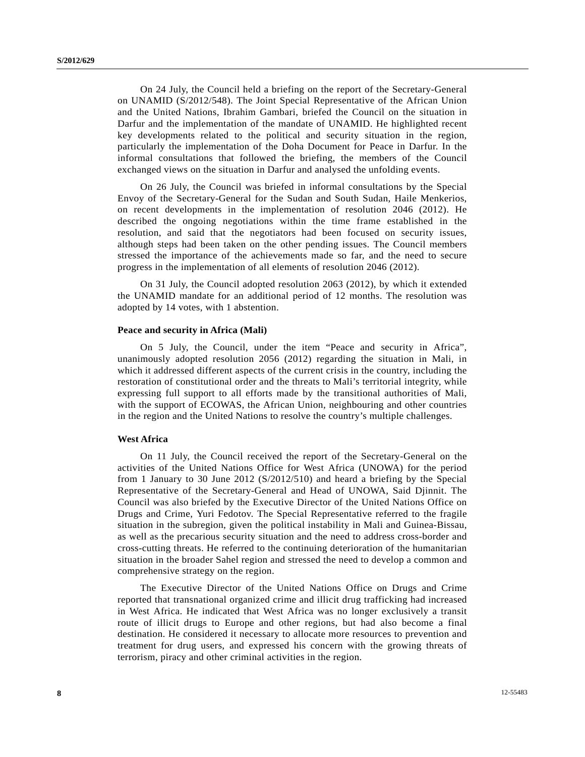On 24 July, the Council held a briefing on the report of the Secretary-General on UNAMID (S/2012/548). The Joint Special Representative of the African Union and the United Nations, Ibrahim Gambari, briefed the Council on the situation in Darfur and the implementation of the mandate of UNAMID. He highlighted recent key developments related to the political and security situation in the region, particularly the implementation of the Doha Document for Peace in Darfur. In the informal consultations that followed the briefing, the members of the Council exchanged views on the situation in Darfur and analysed the unfolding events.

On 26 July, the Council was briefed in informal consultations by the Special Envoy of the Secretary-General for the Sudan and South Sudan, Haile Menkerios, on recent developments in the implementation of resolution 2046 (2012). He described the ongoing negotiations within the time frame established in the resolution, and said that the negotiators had been focused on security issues, although steps had been taken on the other pending issues. The Council members stressed the importance of the achievements made so far, and the need to secure progress in the implementation of all elements of resolution 2046 (2012).

On 31 July, the Council adopted resolution 2063 (2012), by which it extended the UNAMID mandate for an additional period of 12 months. The resolution was adopted by 14 votes, with 1 abstention.

**Peace and security in Africa (Mali)**

On 5 July, the Council, under the item "Peace and security in Africa", unanimously adopted resolution 2056 (2012) regarding the situation in Mali, in which it addressed different aspects of the current crisis in the country, including the restoration of constitutional order and the threats to Mali's territorial integrity, while expressing full support to all efforts made by the transitional authorities of Mali, with the support of ECOWAS, the African Union, neighbouring and other countries in the region and the United Nations to resolve the country's multiple challenges.

**West Africa**

On 11 July, the Council received the report of the Secretary-General on the activities of the United Nations Office for West Africa (UNOWA) for the period from 1 January to 30 June 2012 (S/2012/510) and heard a briefing by the Special Representative of the Secretary-General and Head of UNOWA, Said Djinnit. The Council was also briefed by the Executive Director of the United Nations Office on Drugs and Crime, Yuri Fedotov. The Special Representative referred to the fragile situation in the subregion, given the political instability in Mali and Guinea-Bissau, as well as the precarious security situation and the need to address cross-border and cross-cutting threats. He referred to the continuing deterioration of the humanitarian situation in the broader Sahel region and stressed the need to develop a common and comprehensive strategy on the region.

The Executive Director of the United Nations Office on Drugs and Crime reported that transnational organized crime and illicit drug trafficking had increased in West Africa. He indicated that West Africa was no longer exclusively a transit route of illicit drugs to Europe and other regions, but had also become a final destination. He considered it necessary to allocate more resources to prevention and treatment for drug users, and expressed his concern with the growing threats of terrorism, piracy and other criminal activities in the region.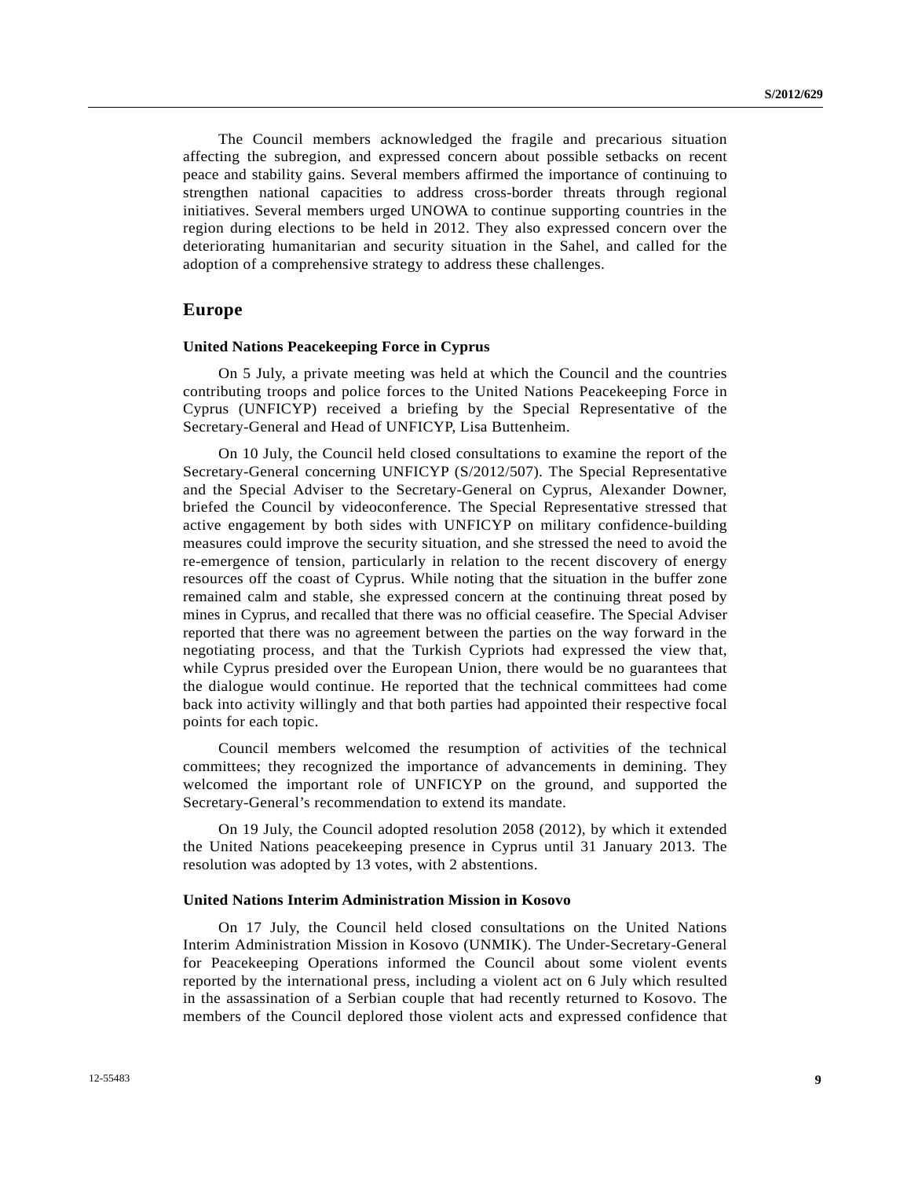The Council members acknowledged the fragile and precarious situation affecting the subregion, and expressed concern about possible setbacks on recent peace and stability gains. Several members affirmed the importance of continuing to strengthen national capacities to address cross-border threats through regional initiatives. Several members urged UNOWA to continue supporting countries in the region during elections to be held in 2012. They also expressed concern over the deteriorating humanitarian and security situation in the Sahel, and called for the adoption of a comprehensive strategy to address these challenges.

## Europe

### United Nations Peacekeeping Force in Cyprus

On 5 July, a private meeting was held at which the Council and the countries contributing troops and police forces to the United Nations Peacekeeping Force in Cyprus (UNFICYP) received a briefing by the Special Representative of the Secretary-General and Head of UNFICYP, Lisa Buttenheim.

On 10 July, the Council held closed consultations to examine the report of the Secretary-General concerning UNFICYP (S/2012/507). The Special Representative and the Special Adviser to the Secretary-General on Cyprus, Alexander Downer, briefed the Council by videoconference. The Special Representative stressed that active engagement by both sides with UNFICYP on military confidence-building measures could improve the security situation, and she stressed the need to avoid the re-emergence of tension, particularly in relation to the recent discovery of energy resources off the coast of Cyprus. While noting that the situation in the buffer zone remained calm and stable, she expressed concern at the continuing threat posed by mines in Cyprus, and recalled that there was no official ceasefire. The Special Adviser reported that there was no agreement between the parties on the way forward in the negotiating process, and that the Turkish Cypriots had expressed the view that, while Cyprus presided over the European Union, there would be no guarantees that the dialogue would continue. He reported that the technical committees had come back into activity willingly and that both parties had appointed their respective focal points for each topic.

Council members welcomed the resumption of activities of the technical committees; they recognized the importance of advancements in demining. They welcomed the important role of UNFICYP on the ground, and supported the Secretary-General's recommendation to extend its mandate.

On 19 July, the Council adopted resolution 2058 (2012), by which it extended the United Nations peacekeeping presence in Cyprus until 31 January 2013. The resolution was adopted by 13 votes, with 2 abstentions.

### United Nations Interim Administration Mission in Kosovo

On 17 July, the Council held closed consultations on the United Nations Interim Administration Mission in Kosovo (UNMIK). The Under-Secretary-General for Peacekeeping Operations informed the Council about some violent events reported by the international press, including a violent act on 6 July which resulted in the assassination of a Serbian couple that had recently returned to Kosovo. The members of the Council deplored those violent acts and expressed confidence that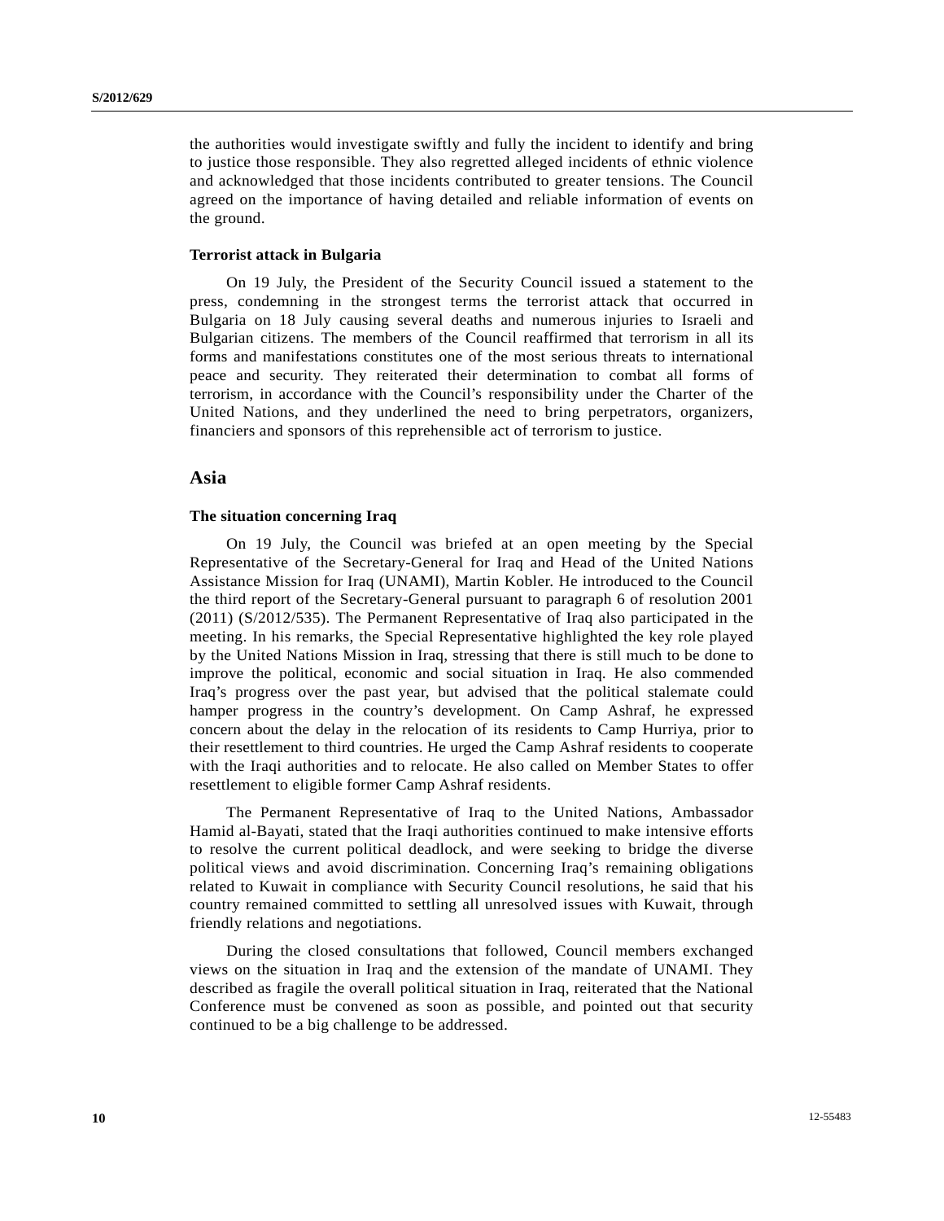the authorities would investigate swiftly and fully the incident to identify and bring to justice those responsible. They also regretted alleged incidents of ethnic violence and acknowledged that those incidents contributed to greater tensions. The Council agreed on the importance of having detailed and reliable information of events on the ground.

**Terrorist attack in Bulgaria**

On 19 July, the President of the Security Council issued a statement to the press, condemning in the strongest terms the terrorist attack that occurred in Bulgaria on 18 July causing several deaths and numerous injuries to Israeli and Bulgarian citizens. The members of the Council reaffirmed that terrorism in all its forms and manifestations constitutes one of the most serious threats to international peace and security. They reiterated their determination to combat all forms of terrorism, in accordance with the Council's responsibility under the Charter of the United Nations, and they underlined the need to bring perpetrators, organizers, financiers and sponsors of this reprehensible act of terrorism to justice.

## Asia

**The situation concerning Iraq**

On 19 July, the Council was briefed at an open meeting by the Special Representative of the Secretary-General for Iraq and Head of the United Nations Assistance Mission for Iraq (UNAMI), Martin Kobler. He introduced to the Council the third report of the Secretary-General pursuant to paragraph 6 of resolution 2001 (2011) (S/2012/535). The Permanent Representative of Iraq also participated in the meeting. In his remarks, the Special Representative highlighted the key role played by the United Nations Mission in Iraq, stressing that there is still much to be done to improve the political, economic and social situation in Iraq. He also commended Iraq's progress over the past year, but advised that the political stalemate could hamper progress in the country's development. On Camp Ashraf, he expressed concern about the delay in the relocation of its residents to Camp Hurriya, prior to their resettlement to third countries. He urged the Camp Ashraf residents to cooperate with the Iraqi authorities and to relocate. He also called on Member States to offer resettlement to eligible former Camp Ashraf residents.

The Permanent Representative of Iraq to the United Nations, Ambassador Hamid al-Bayati, stated that the Iraqi authorities continued to make intensive efforts to resolve the current political deadlock, and were seeking to bridge the diverse political views and avoid discrimination. Concerning Iraq's remaining obligations related to Kuwait in compliance with Security Council resolutions, he said that his country remained committed to settling all unresolved issues with Kuwait, through friendly relations and negotiations.

During the closed consultations that followed, Council members exchanged views on the situation in Iraq and the extension of the mandate of UNAMI. They described as fragile the overall political situation in Iraq, reiterated that the National Conference must be convened as soon as possible, and pointed out that security continued to be a big challenge to be addressed.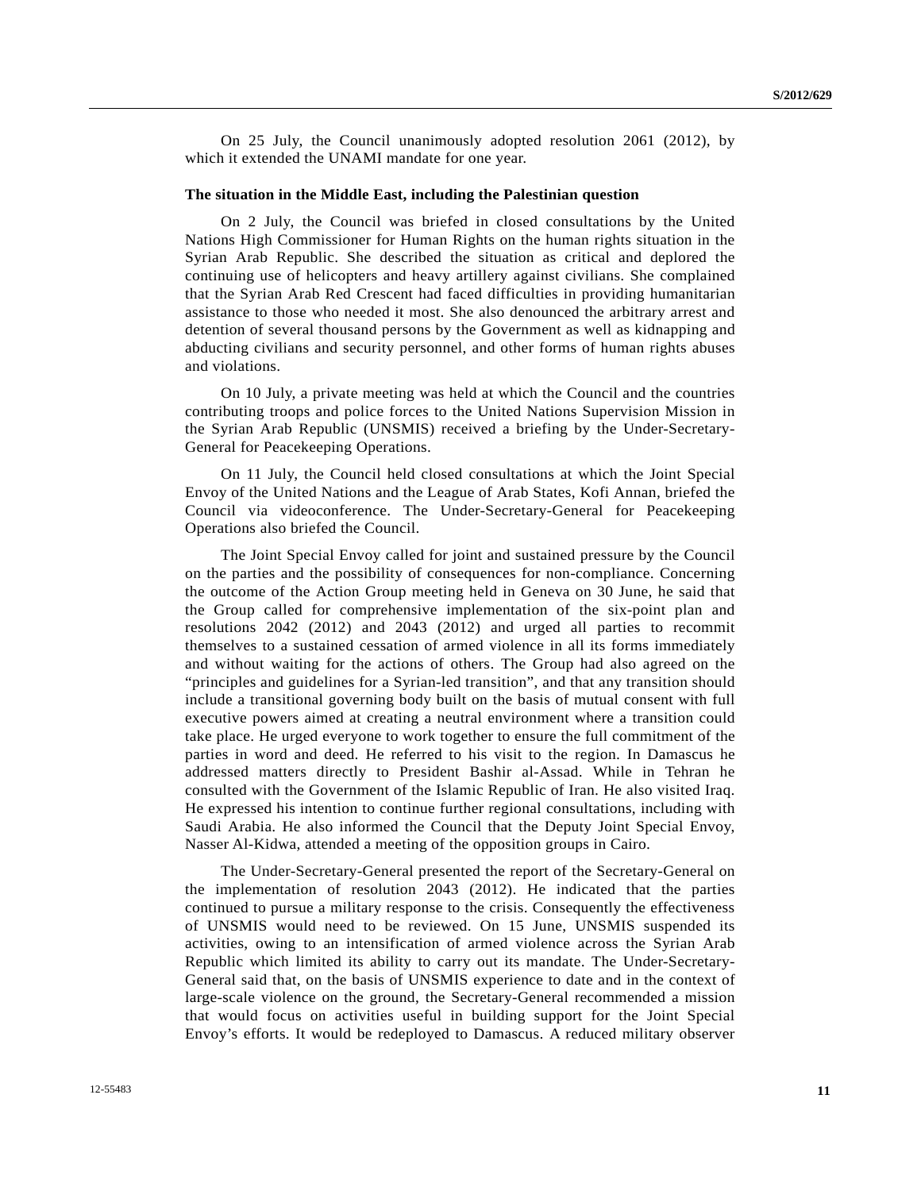On 25 July, the Council unanimously adopted resolution 2061 (2012), by which it extended the UNAMI mandate for one year.

**The situation in the Middle East, including the Palestinian question**

On 2 July, the Council was briefed in closed consultations by the United Nations High Commissioner for Human Rights on the human rights situation in the Syrian Arab Republic. She described the situation as critical and deplored the continuing use of helicopters and heavy artillery against civilians. She complained that the Syrian Arab Red Crescent had faced difficulties in providing humanitarian assistance to those who needed it most. She also denounced the arbitrary arrest and detention of several thousand persons by the Government as well as kidnapping and abducting civilians and security personnel, and other forms of human rights abuses and violations.

On 10 July, a private meeting was held at which the Council and the countries contributing troops and police forces to the United Nations Supervision Mission in the Syrian Arab Republic (UNSMIS) received a briefing by the Under-Secretary-General for Peacekeeping Operations.

On 11 July, the Council held closed consultations at which the Joint Special Envoy of the United Nations and the League of Arab States, Kofi Annan, briefed the Council via videoconference. The Under-Secretary-General for Peacekeeping Operations also briefed the Council.

The Joint Special Envoy called for joint and sustained pressure by the Council on the parties and the possibility of consequences for non-compliance. Concerning the outcome of the Action Group meeting held in Geneva on 30 June, he said that the Group called for comprehensive implementation of the six-point plan and resolutions 2042 (2012) and 2043 (2012) and urged all parties to recommit themselves to a sustained cessation of armed violence in all its forms immediately and without waiting for the actions of others. The Group had also agreed on the "principles and guidelines for a Syrian-led transition", and that any transition should include a transitional governing body built on the basis of mutual consent with full executive powers aimed at creating a neutral environment where a transition could take place. He urged everyone to work together to ensure the full commitment of the parties in word and deed. He referred to his visit to the region. In Damascus he addressed matters directly to President Bashir al-Assad. While in Tehran he consulted with the Government of the Islamic Republic of Iran. He also visited Iraq. He expressed his intention to continue further regional consultations, including with Saudi Arabia. He also informed the Council that the Deputy Joint Special Envoy, Nasser Al-Kidwa, attended a meeting of the opposition groups in Cairo.

The Under-Secretary-General presented the report of the Secretary-General on the implementation of resolution 2043 (2012). He indicated that the parties continued to pursue a military response to the crisis. Consequently the effectiveness of UNSMIS would need to be reviewed. On 15 June, UNSMIS suspended its activities, owing to an intensification of armed violence across the Syrian Arab Republic which limited its ability to carry out its mandate. The Under-Secretary-General said that, on the basis of UNSMIS experience to date and in the context of large-scale violence on the ground, the Secretary-General recommended a mission that would focus on activities useful in building support for the Joint Special Envoy's efforts. It would be redeployed to Damascus. A reduced military observer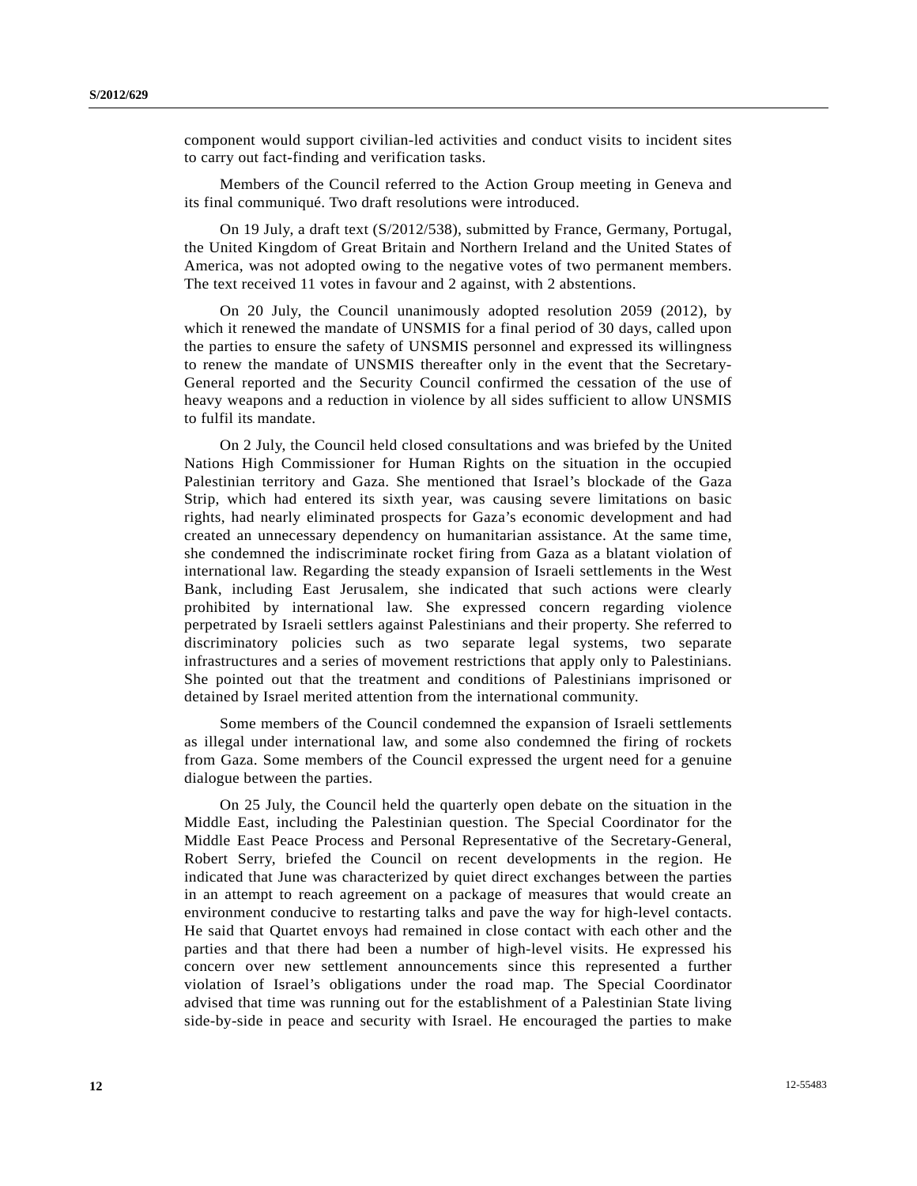component would support civilian-led activities and conduct visits to incident sites to carry out fact-finding and verification tasks.

Members of the Council referred to the Action Group meeting in Geneva and its final communiqué. Two draft resolutions were introduced.

On 19 July, a draft text (S/2012/538), submitted by France, Germany, Portugal, the United Kingdom of Great Britain and Northern Ireland and the United States of America, was not adopted owing to the negative votes of two permanent members. The text received 11 votes in favour and 2 against, with 2 abstentions.

On 20 July, the Council unanimously adopted resolution 2059 (2012), by which it renewed the mandate of UNSMIS for a final period of 30 days, called upon the parties to ensure the safety of UNSMIS personnel and expressed its willingness to renew the mandate of UNSMIS thereafter only in the event that the Secretary-General reported and the Security Council confirmed the cessation of the use of heavy weapons and a reduction in violence by all sides sufficient to allow UNSMIS to fulfil its mandate.

On 2 July, the Council held closed consultations and was briefed by the United Nations High Commissioner for Human Rights on the situation in the occupied Palestinian territory and Gaza. She mentioned that Israel's blockade of the Gaza Strip, which had entered its sixth year, was causing severe limitations on basic rights, had nearly eliminated prospects for Gaza's economic development and had created an unnecessary dependency on humanitarian assistance. At the same time, she condemned the indiscriminate rocket firing from Gaza as a blatant violation of international law. Regarding the steady expansion of Israeli settlements in the West Bank, including East Jerusalem, she indicated that such actions were clearly prohibited by international law. She expressed concern regarding violence perpetrated by Israeli settlers against Palestinians and their property. She referred to discriminatory policies such as two separate legal systems, two separate infrastructures and a series of movement restrictions that apply only to Palestinians. She pointed out that the treatment and conditions of Palestinians imprisoned or detained by Israel merited attention from the international community.

Some members of the Council condemned the expansion of Israeli settlements as illegal under international law, and some also condemned the firing of rockets from Gaza. Some members of the Council expressed the urgent need for a genuine dialogue between the parties.

On 25 July, the Council held the quarterly open debate on the situation in the Middle East, including the Palestinian question. The Special Coordinator for the Middle East Peace Process and Personal Representative of the Secretary-General, Robert Serry, briefed the Council on recent developments in the region. He indicated that June was characterized by quiet direct exchanges between the parties in an attempt to reach agreement on a package of measures that would create an environment conducive to restarting talks and pave the way for high-level contacts. He said that Quartet envoys had remained in close contact with each other and the parties and that there had been a number of high-level visits. He expressed his concern over new settlement announcements since this represented a further violation of Israel's obligations under the road map. The Special Coordinator advised that time was running out for the establishment of a Palestinian State living side-by-side in peace and security with Israel. He encouraged the parties to make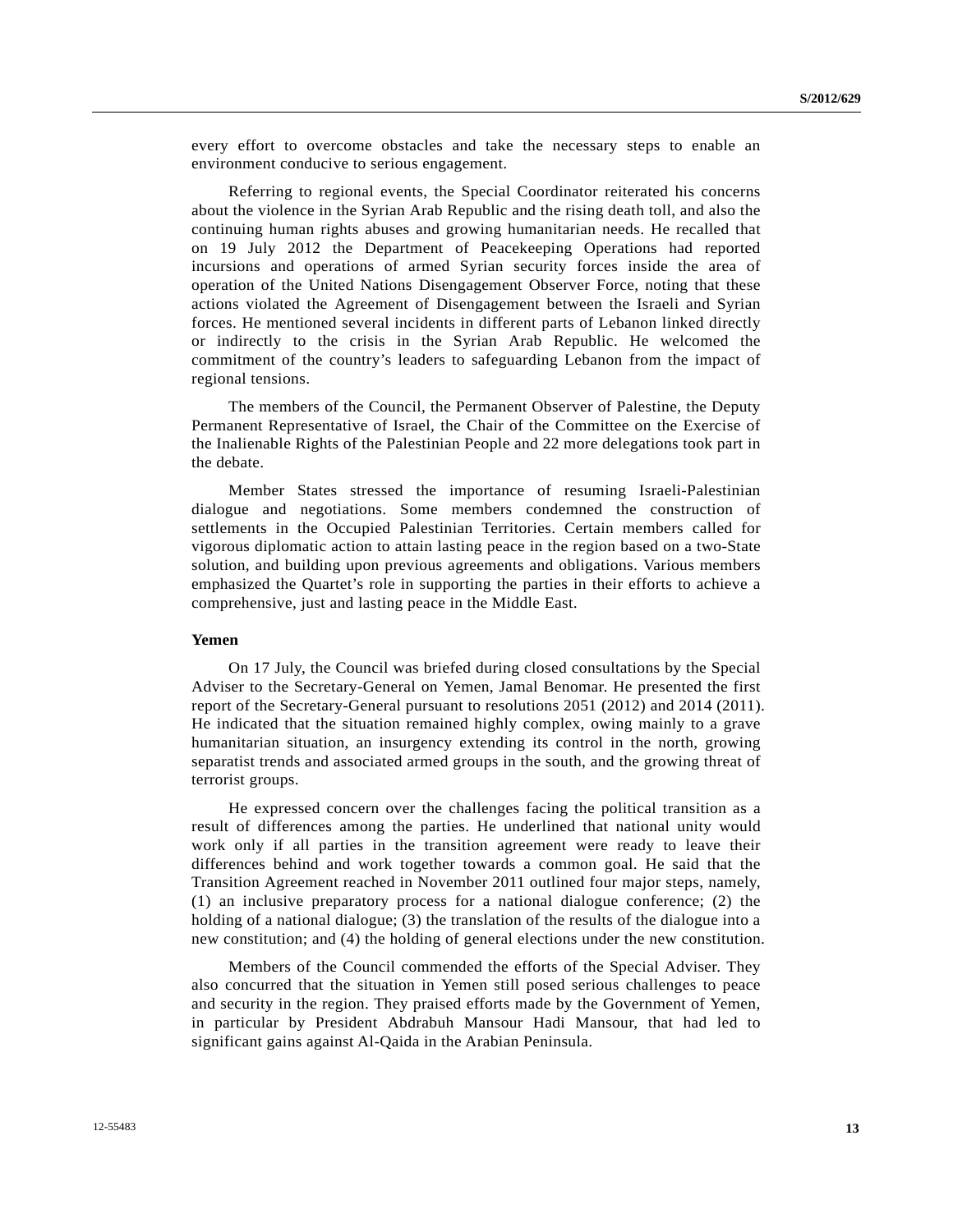every effort to overcome obstacles and take the necessary steps to enable an environment conducive to serious engagement.

Referring to regional events, the Special Coordinator reiterated his concerns about the violence in the Syrian Arab Republic and the rising death toll, and also the continuing human rights abuses and growing humanitarian needs. He recalled that on 19 July 2012 the Department of Peacekeeping Operations had reported incursions and operations of armed Syrian security forces inside the area of operation of the United Nations Disengagement Observer Force, noting that these actions violated the Agreement of Disengagement between the Israeli and Syrian forces. He mentioned several incidents in different parts of Lebanon linked directly or indirectly to the crisis in the Syrian Arab Republic. He welcomed the commitment of the country's leaders to safeguarding Lebanon from the impact of regional tensions.

The members of the Council, the Permanent Observer of Palestine, the Deputy Permanent Representative of Israel, the Chair of the Committee on the Exercise of the Inalienable Rights of the Palestinian People and 22 more delegations took part in the debate.

Member States stressed the importance of resuming Israeli-Palestinian dialogue and negotiations. Some members condemned the construction of settlements in the Occupied Palestinian Territories. Certain members called for vigorous diplomatic action to attain lasting peace in the region based on a two-State solution, and building upon previous agreements and obligations. Various members emphasized the Quartet's role in supporting the parties in their efforts to achieve a comprehensive, just and lasting peace in the Middle East.

**Yemen**

On 17 July, the Council was briefed during closed consultations by the Special Adviser to the Secretary-General on Yemen, Jamal Benomar. He presented the first report of the Secretary-General pursuant to resolutions 2051 (2012) and 2014 (2011). He indicated that the situation remained highly complex, owing mainly to a grave humanitarian situation, an insurgency extending its control in the north, growing separatist trends and associated armed groups in the south, and the growing threat of terrorist groups.

He expressed concern over the challenges facing the political transition as a result of differences among the parties. He underlined that national unity would work only if all parties in the transition agreement were ready to leave their differences behind and work together towards a common goal. He said that the Transition Agreement reached in November 2011 outlined four major steps, namely, (1) an inclusive preparatory process for a national dialogue conference; (2) the holding of a national dialogue; (3) the translation of the results of the dialogue into a new constitution; and (4) the holding of general elections under the new constitution.

Members of the Council commended the efforts of the Special Adviser. They also concurred that the situation in Yemen still posed serious challenges to peace and security in the region. They praised efforts made by the Government of Yemen, in particular by President Abdrabuh Mansour Hadi Mansour, that had led to significant gains against Al-Qaida in the Arabian Peninsula.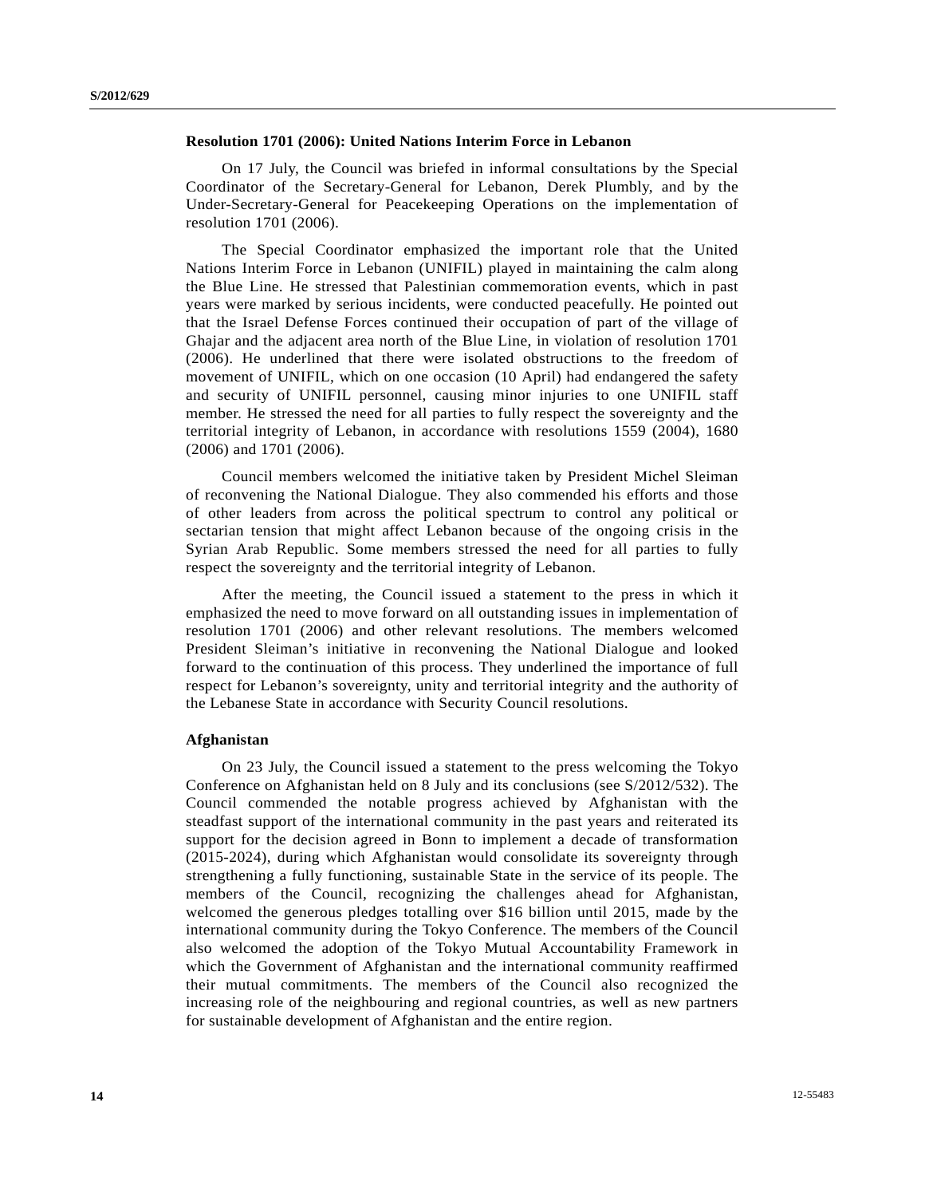**Resolution 1701 (2006): United Nations Interim Force in Lebanon**

On 17 July, the Council was briefed in informal consultations by the Special Coordinator of the Secretary-General for Lebanon, Derek Plumbly, and by the Under-Secretary-General for Peacekeeping Operations on the implementation of resolution 1701 (2006).

The Special Coordinator emphasized the important role that the United Nations Interim Force in Lebanon (UNIFIL) played in maintaining the calm along the Blue Line. He stressed that Palestinian commemoration events, which in past years were marked by serious incidents, were conducted peacefully. He pointed out that the Israel Defense Forces continued their occupation of part of the village of Ghajar and the adjacent area north of the Blue Line, in violation of resolution 1701 (2006). He underlined that there were isolated obstructions to the freedom of movement of UNIFIL, which on one occasion (10 April) had endangered the safety and security of UNIFIL personnel, causing minor injuries to one UNIFIL staff member. He stressed the need for all parties to fully respect the sovereignty and the territorial integrity of Lebanon, in accordance with resolutions 1559 (2004), 1680 (2006) and 1701 (2006).

Council members welcomed the initiative taken by President Michel Sleiman of reconvening the National Dialogue. They also commended his efforts and those of other leaders from across the political spectrum to control any political or sectarian tension that might affect Lebanon because of the ongoing crisis in the Syrian Arab Republic. Some members stressed the need for all parties to fully respect the sovereignty and the territorial integrity of Lebanon.

After the meeting, the Council issued a statement to the press in which it emphasized the need to move forward on all outstanding issues in implementation of resolution 1701 (2006) and other relevant resolutions. The members welcomed President Sleiman's initiative in reconvening the National Dialogue and looked forward to the continuation of this process. They underlined the importance of full respect for Lebanon's sovereignty, unity and territorial integrity and the authority of the Lebanese State in accordance with Security Council resolutions.

**Afghanistan**

On 23 July, the Council issued a statement to the press welcoming the Tokyo Conference on Afghanistan held on 8 July and its conclusions (see S/2012/532). The Council commended the notable progress achieved by Afghanistan with the steadfast support of the international community in the past years and reiterated its support for the decision agreed in Bonn to implement a decade of transformation (2015-2024), during which Afghanistan would consolidate its sovereignty through strengthening a fully functioning, sustainable State in the service of its people. The members of the Council, recognizing the challenges ahead for Afghanistan, welcomed the generous pledges totalling over $16 billion until 2015, made by the international community during the Tokyo Conference. The members of the Council also welcomed the adoption of the Tokyo Mutual Accountability Framework in which the Government of Afghanistan and the international community reaffirmed their mutual commitments. The members of the Council also recognized the increasing role of the neighbouring and regional countries, as well as new partners for sustainable development of Afghanistan and the entire region.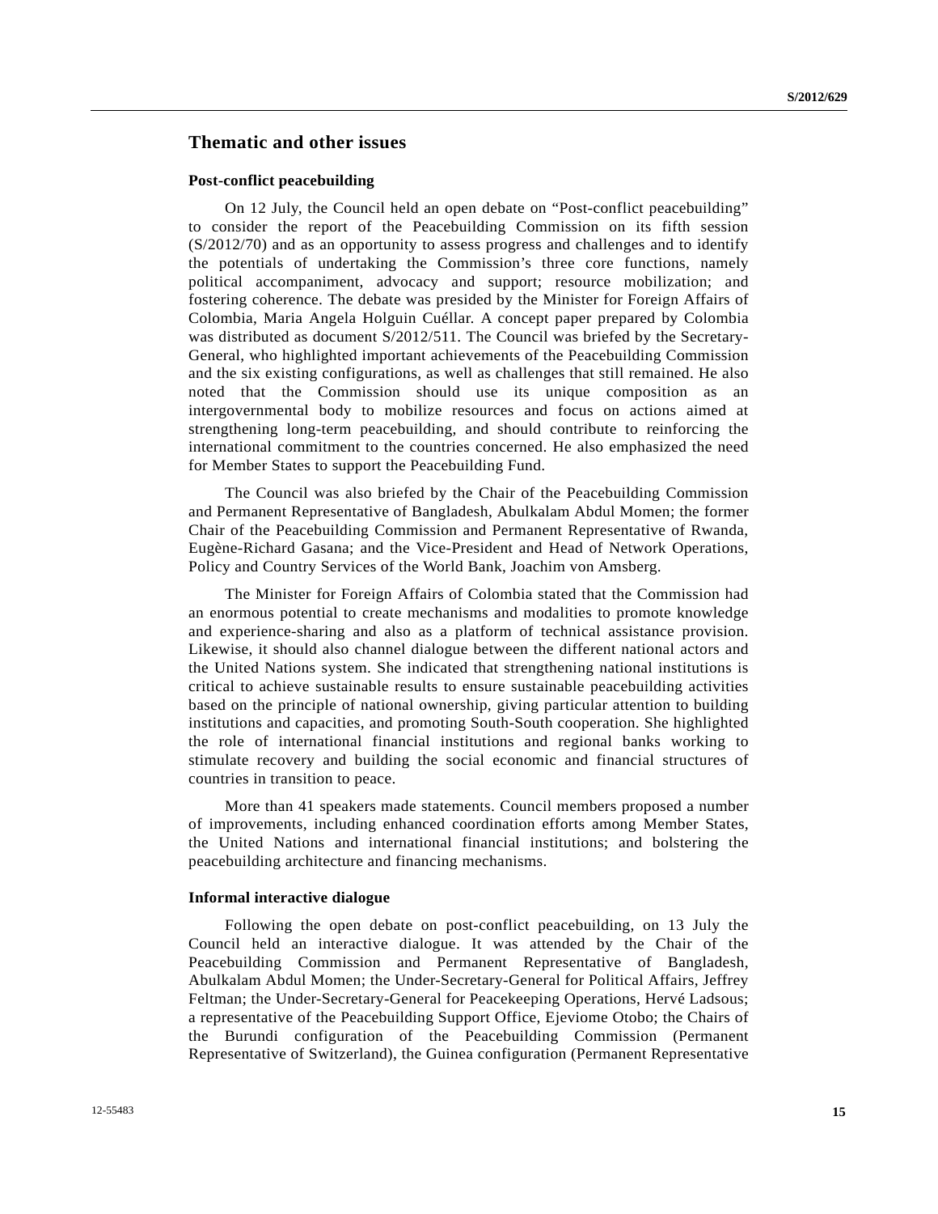## Thematic and other issues

### Post-conflict peacebuilding

On 12 July, the Council held an open debate on "Post-conflict peacebuilding" to consider the report of the Peacebuilding Commission on its fifth session (S/2012/70) and as an opportunity to assess progress and challenges and to identify the potentials of undertaking the Commission's three core functions, namely political accompaniment, advocacy and support; resource mobilization; and fostering coherence. The debate was presided by the Minister for Foreign Affairs of Colombia, Maria Angela Holguin Cuéllar. A concept paper prepared by Colombia was distributed as document S/2012/511. The Council was briefed by the Secretary-General, who highlighted important achievements of the Peacebuilding Commission and the six existing configurations, as well as challenges that still remained. He also noted that the Commission should use its unique composition as an intergovernmental body to mobilize resources and focus on actions aimed at strengthening long-term peacebuilding, and should contribute to reinforcing the international commitment to the countries concerned. He also emphasized the need for Member States to support the Peacebuilding Fund.

The Council was also briefed by the Chair of the Peacebuilding Commission and Permanent Representative of Bangladesh, Abulkalam Abdul Momen; the former Chair of the Peacebuilding Commission and Permanent Representative of Rwanda, Eugène-Richard Gasana; and the Vice-President and Head of Network Operations, Policy and Country Services of the World Bank, Joachim von Amsberg.

The Minister for Foreign Affairs of Colombia stated that the Commission had an enormous potential to create mechanisms and modalities to promote knowledge and experience-sharing and also as a platform of technical assistance provision. Likewise, it should also channel dialogue between the different national actors and the United Nations system. She indicated that strengthening national institutions is critical to achieve sustainable results to ensure sustainable peacebuilding activities based on the principle of national ownership, giving particular attention to building institutions and capacities, and promoting South-South cooperation. She highlighted the role of international financial institutions and regional banks working to stimulate recovery and building the social economic and financial structures of countries in transition to peace.

More than 41 speakers made statements. Council members proposed a number of improvements, including enhanced coordination efforts among Member States, the United Nations and international financial institutions; and bolstering the peacebuilding architecture and financing mechanisms.

### Informal interactive dialogue

Following the open debate on post-conflict peacebuilding, on 13 July the Council held an interactive dialogue. It was attended by the Chair of the Peacebuilding Commission and Permanent Representative of Bangladesh, Abulkalam Abdul Momen; the Under-Secretary-General for Political Affairs, Jeffrey Feltman; the Under-Secretary-General for Peacekeeping Operations, Hervé Ladsous; a representative of the Peacebuilding Support Office, Ejeviome Otobo; the Chairs of the Burundi configuration of the Peacebuilding Commission (Permanent Representative of Switzerland), the Guinea configuration (Permanent Representative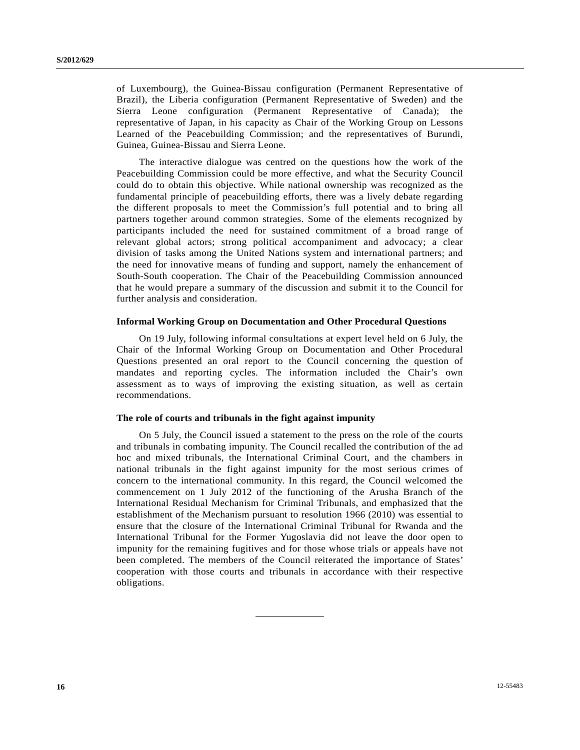of Luxembourg), the Guinea-Bissau configuration (Permanent Representative of Brazil), the Liberia configuration (Permanent Representative of Sweden) and the Sierra Leone configuration (Permanent Representative of Canada); the representative of Japan, in his capacity as Chair of the Working Group on Lessons Learned of the Peacebuilding Commission; and the representatives of Burundi, Guinea, Guinea-Bissau and Sierra Leone.

The interactive dialogue was centred on the questions how the work of the Peacebuilding Commission could be more effective, and what the Security Council could do to obtain this objective. While national ownership was recognized as the fundamental principle of peacebuilding efforts, there was a lively debate regarding the different proposals to meet the Commission's full potential and to bring all partners together around common strategies. Some of the elements recognized by participants included the need for sustained commitment of a broad range of relevant global actors; strong political accompaniment and advocacy; a clear division of tasks among the United Nations system and international partners; and the need for innovative means of funding and support, namely the enhancement of South-South cooperation. The Chair of the Peacebuilding Commission announced that he would prepare a summary of the discussion and submit it to the Council for further analysis and consideration.

**Informal Working Group on Documentation and Other Procedural Questions**

On 19 July, following informal consultations at expert level held on 6 July, the Chair of the Informal Working Group on Documentation and Other Procedural Questions presented an oral report to the Council concerning the question of mandates and reporting cycles. The information included the Chair's own assessment as to ways of improving the existing situation, as well as certain recommendations.

**The role of courts and tribunals in the fight against impunity**

On 5 July, the Council issued a statement to the press on the role of the courts and tribunals in combating impunity. The Council recalled the contribution of the ad hoc and mixed tribunals, the International Criminal Court, and the chambers in national tribunals in the fight against impunity for the most serious crimes of concern to the international community. In this regard, the Council welcomed the commencement on 1 July 2012 of the functioning of the Arusha Branch of the International Residual Mechanism for Criminal Tribunals, and emphasized that the establishment of the Mechanism pursuant to resolution 1966 (2010) was essential to ensure that the closure of the International Criminal Tribunal for Rwanda and the International Tribunal for the Former Yugoslavia did not leave the door open to impunity for the remaining fugitives and for those whose trials or appeals have not been completed. The members of the Council reiterated the importance of States' cooperation with those courts and tribunals in accordance with their respective obligations.